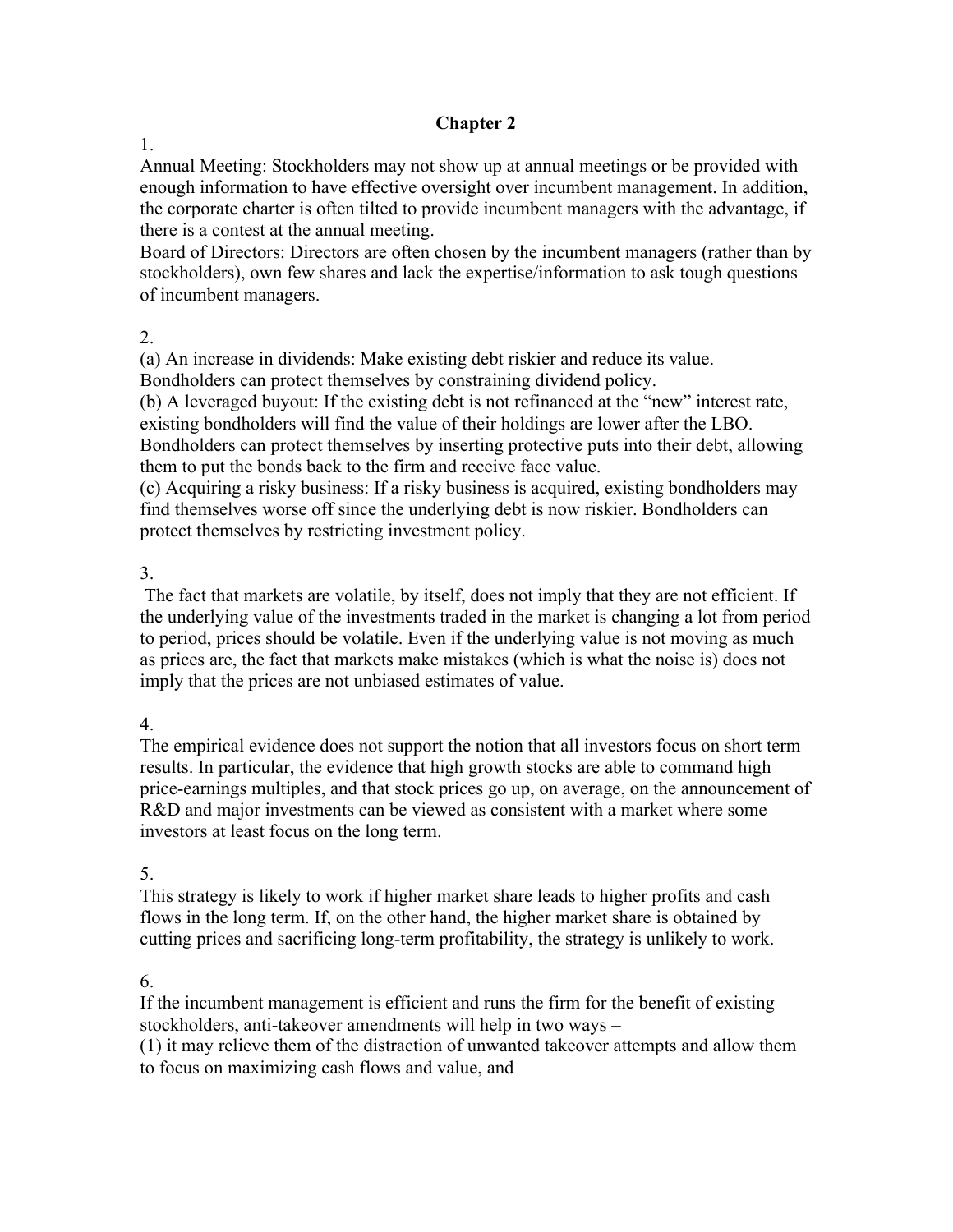# Chapter 2

1.

Annual Meeting: Stockholders may not show up at annual meetings or be provided with enough information to have effective oversight over incumbent management. In addition, the corporate charter is often tilted to provide incumbent managers with the advantage, if there is a contest at the annual meeting.

Board of Directors: Directors are often chosen by the incumbent managers (rather than by stockholders), own few shares and lack the expertise/information to ask tough questions of incumbent managers.

2.

(a) An increase in dividends: Make existing debt riskier and reduce its value. Bondholders can protect themselves by constraining dividend policy.

(b) A leveraged buyout: If the existing debt is not refinanced at the "new" interest rate, existing bondholders will find the value of their holdings are lower after the LBO. Bondholders can protect themselves by inserting protective puts into their debt, allowing them to put the bonds back to the firm and receive face value.

(c) Acquiring a risky business: If a risky business is acquired, existing bondholders may find themselves worse off since the underlying debt is now riskier. Bondholders can protect themselves by restricting investment policy.

3.

The fact that markets are volatile, by itself, does not imply that they are not efficient. If the underlying value of the investments traded in the market is changing a lot from period to period, prices should be volatile. Even if the underlying value is not moving as much as prices are, the fact that markets make mistakes (which is what the noise is) does not imply that the prices are not unbiased estimates of value.

4.

The empirical evidence does not support the notion that all investors focus on short term results. In particular, the evidence that high growth stocks are able to command high price-earnings multiples, and that stock prices go up, on average, on the announcement of R&D and major investments can be viewed as consistent with a market where some investors at least focus on the long term.

5.

This strategy is likely to work if higher market share leads to higher profits and cash flows in the long term. If, on the other hand, the higher market share is obtained by cutting prices and sacrificing long-term profitability, the strategy is unlikely to work.

6.

If the incumbent management is efficient and runs the firm for the benefit of existing stockholders, anti-takeover amendments will help in two ways –

(1) it may relieve them of the distraction of unwanted takeover attempts and allow them to focus on maximizing cash flows and value, and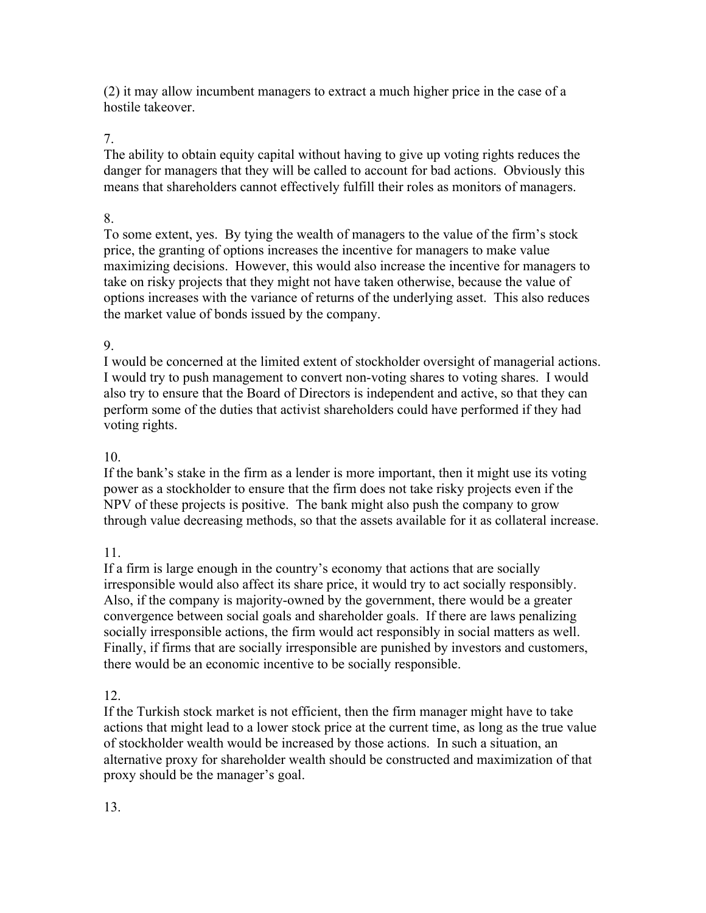(2) it may allow incumbent managers to extract a much higher price in the case of a hostile takeover.

7.

The ability to obtain equity capital without having to give up voting rights reduces the danger for managers that they will be called to account for bad actions. Obviously this means that shareholders cannot effectively fulfill their roles as monitors of managers.

8.

To some extent, yes. By tying the wealth of managers to the value of the firm's stock price, the granting of options increases the incentive for managers to make value maximizing decisions. However, this would also increase the incentive for managers to take on risky projects that they might not have taken otherwise, because the value of options increases with the variance of returns of the underlying asset. This also reduces the market value of bonds issued by the company.

9.

I would be concerned at the limited extent of stockholder oversight of managerial actions. I would try to push management to convert non-voting shares to voting shares. I would also try to ensure that the Board of Directors is independent and active, so that they can perform some of the duties that activist shareholders could have performed if they had voting rights.

10.

If the bank's stake in the firm as a lender is more important, then it might use its voting power as a stockholder to ensure that the firm does not take risky projects even if the NPV of these projects is positive. The bank might also push the company to grow through value decreasing methods, so that the assets available for it as collateral increase.

11.

If a firm is large enough in the country's economy that actions that are socially irresponsible would also affect its share price, it would try to act socially responsibly. Also, if the company is majority-owned by the government, there would be a greater convergence between social goals and shareholder goals. If there are laws penalizing socially irresponsible actions, the firm would act responsibly in social matters as well. Finally, if firms that are socially irresponsible are punished by investors and customers, there would be an economic incentive to be socially responsible.

12.

If the Turkish stock market is not efficient, then the firm manager might have to take actions that might lead to a lower stock price at the current time, as long as the true value of stockholder wealth would be increased by those actions. In such a situation, an alternative proxy for shareholder wealth should be constructed and maximization of that proxy should be the manager's goal.

13.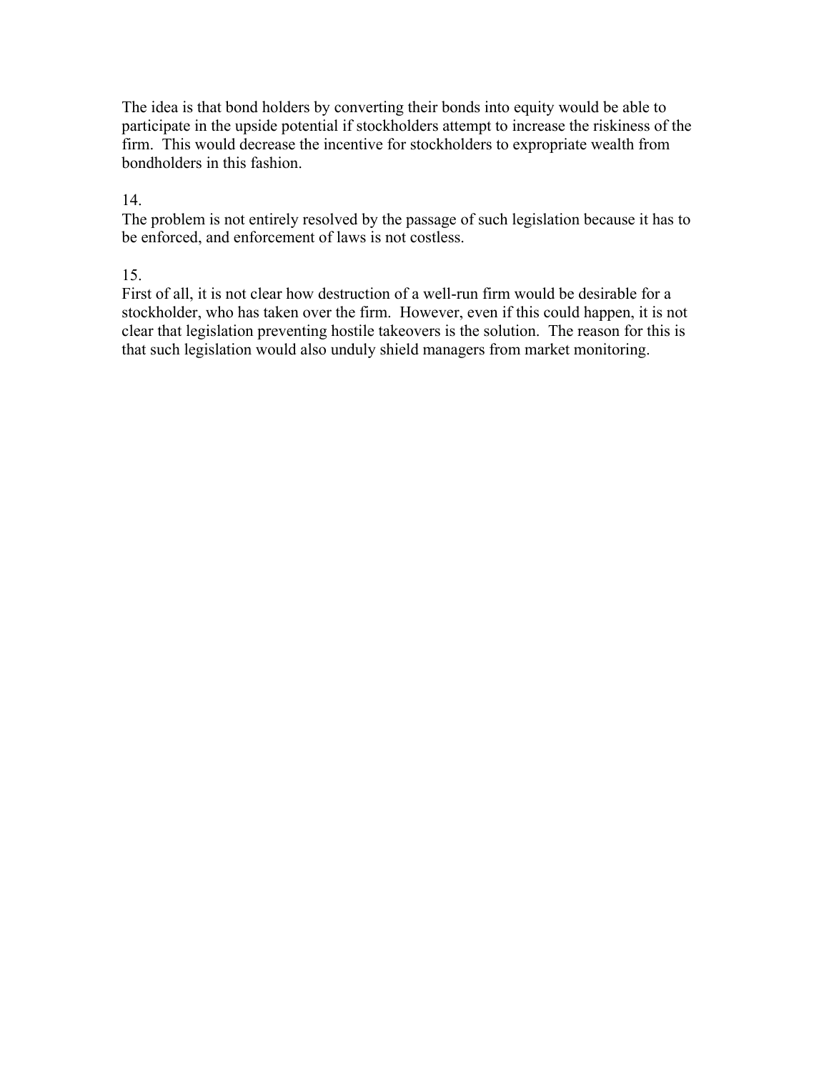The idea is that bond holders by converting their bonds into equity would be able to participate in the upside potential if stockholders attempt to increase the riskiness of the firm. This would decrease the incentive for stockholders to expropriate wealth from bondholders in this fashion.

14.

The problem is not entirely resolved by the passage of such legislation because it has to be enforced, and enforcement of laws is not costless.

15.

First of all, it is not clear how destruction of a well-run firm would be desirable for a stockholder, who has taken over the firm. However, even if this could happen, it is not clear that legislation preventing hostile takeovers is the solution. The reason for this is that such legislation would also unduly shield managers from market monitoring.